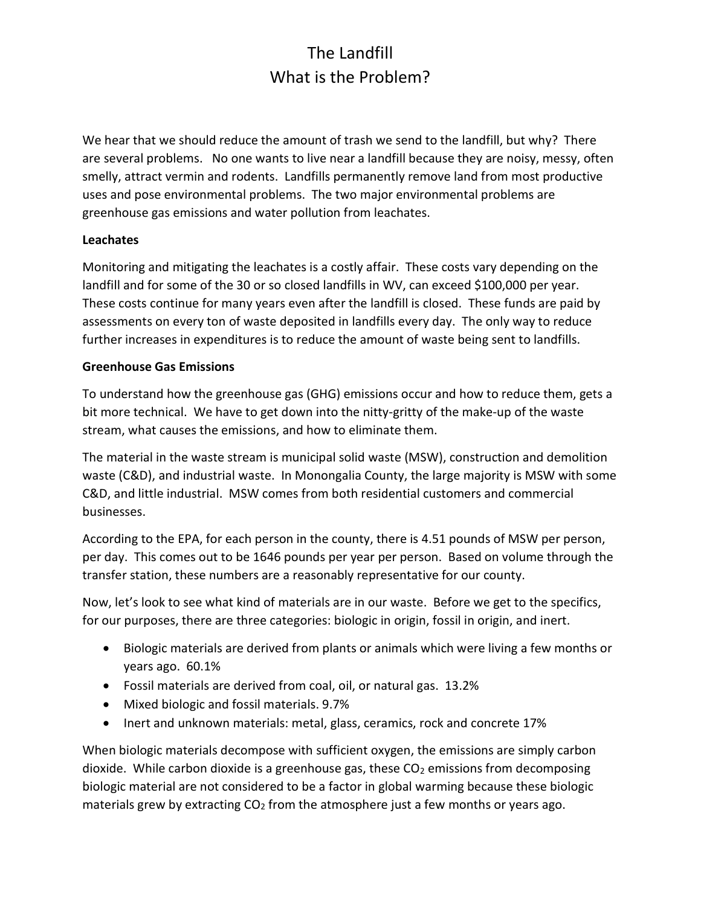# The Landfill
# What is the Problem?

We hear that we should reduce the amount of trash we send to the landfill, but why? There are several problems. No one wants to live near a landfill because they are noisy, messy, often smelly, attract vermin and rodents. Landfills permanently remove land from most productive uses and pose environmental problems. The two major environmental problems are greenhouse gas emissions and water pollution from leachates.

**Leachates**

Monitoring and mitigating the leachates is a costly affair. These costs vary depending on the landfill and for some of the 30 or so closed landfills in WV, can exceed $100,000 per year. These costs continue for many years even after the landfill is closed. These funds are paid by assessments on every ton of waste deposited in landfills every day. The only way to reduce further increases in expenditures is to reduce the amount of waste being sent to landfills.

**Greenhouse Gas Emissions**

To understand how the greenhouse gas (GHG) emissions occur and how to reduce them, gets a bit more technical. We have to get down into the nitty-gritty of the make-up of the waste stream, what causes the emissions, and how to eliminate them.

The material in the waste stream is municipal solid waste (MSW), construction and demolition waste (C&D), and industrial waste. In Monongalia County, the large majority is MSW with some C&D, and little industrial. MSW comes from both residential customers and commercial businesses.

According to the EPA, for each person in the county, there is 4.51 pounds of MSW per person, per day. This comes out to be 1646 pounds per year per person. Based on volume through the transfer station, these numbers are a reasonably representative for our county.

Now, let's look to see what kind of materials are in our waste. Before we get to the specifics, for our purposes, there are three categories: biologic in origin, fossil in origin, and inert.

- Biologic materials are derived from plants or animals which were living a few months or years ago. 60.1%
- Fossil materials are derived from coal, oil, or natural gas. 13.2%
- Mixed biologic and fossil materials. 9.7%
- Inert and unknown materials: metal, glass, ceramics, rock and concrete 17%

When biologic materials decompose with sufficient oxygen, the emissions are simply carbon dioxide. While carbon dioxide is a greenhouse gas, these $CO_2$ emissions from decomposing biologic material are not considered to be a factor in global warming because these biologic materials grew by extracting $CO_2$ from the atmosphere just a few months or years ago.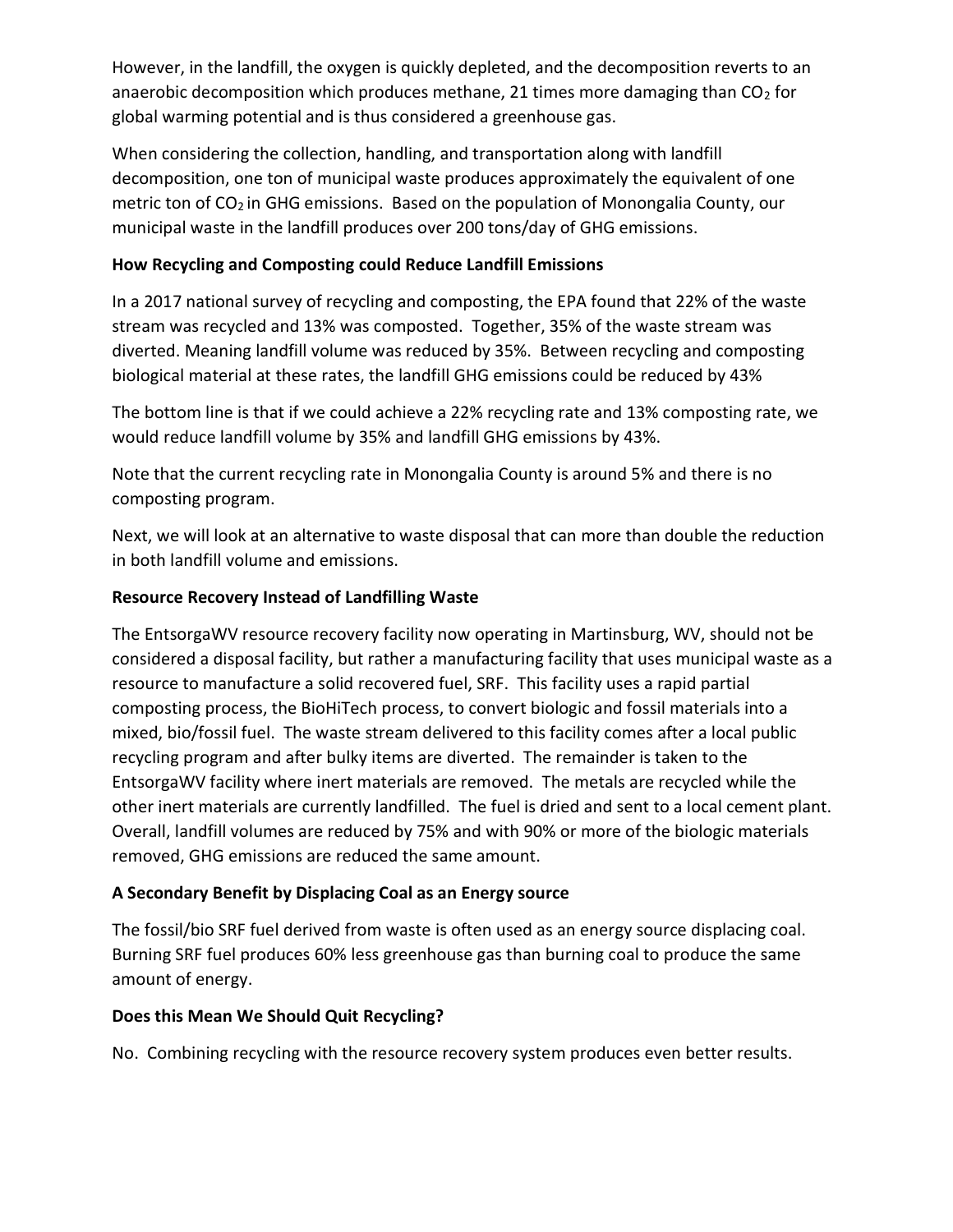However, in the landfill, the oxygen is quickly depleted, and the decomposition reverts to an anaerobic decomposition which produces methane, 21 times more damaging than $CO_2$ for global warming potential and is thus considered a greenhouse gas.

When considering the collection, handling, and transportation along with landfill decomposition, one ton of municipal waste produces approximately the equivalent of one metric ton of $CO_2$ in GHG emissions. Based on the population of Monongalia County, our municipal waste in the landfill produces over 200 tons/day of GHG emissions.

**How Recycling and Composting could Reduce Landfill Emissions**

In a 2017 national survey of recycling and composting, the EPA found that 22% of the waste stream was recycled and 13% was composted. Together, 35% of the waste stream was diverted. Meaning landfill volume was reduced by 35%. Between recycling and composting biological material at these rates, the landfill GHG emissions could be reduced by 43%

The bottom line is that if we could achieve a 22% recycling rate and 13% composting rate, we would reduce landfill volume by 35% and landfill GHG emissions by 43%.

Note that the current recycling rate in Monongalia County is around 5% and there is no composting program.

Next, we will look at an alternative to waste disposal that can more than double the reduction in both landfill volume and emissions.

**Resource Recovery Instead of Landfilling Waste**

The EntsorgaWV resource recovery facility now operating in Martinsburg, WV, should not be considered a disposal facility, but rather a manufacturing facility that uses municipal waste as a resource to manufacture a solid recovered fuel, SRF. This facility uses a rapid partial composting process, the BioHiTech process, to convert biologic and fossil materials into a mixed, bio/fossil fuel. The waste stream delivered to this facility comes after a local public recycling program and after bulky items are diverted. The remainder is taken to the EntsorgaWV facility where inert materials are removed. The metals are recycled while the other inert materials are currently landfilled. The fuel is dried and sent to a local cement plant. Overall, landfill volumes are reduced by 75% and with 90% or more of the biologic materials removed, GHG emissions are reduced the same amount.

**A Secondary Benefit by Displacing Coal as an Energy source**

The fossil/bio SRF fuel derived from waste is often used as an energy source displacing coal. Burning SRF fuel produces 60% less greenhouse gas than burning coal to produce the same amount of energy.

**Does this Mean We Should Quit Recycling?**

No. Combining recycling with the resource recovery system produces even better results.